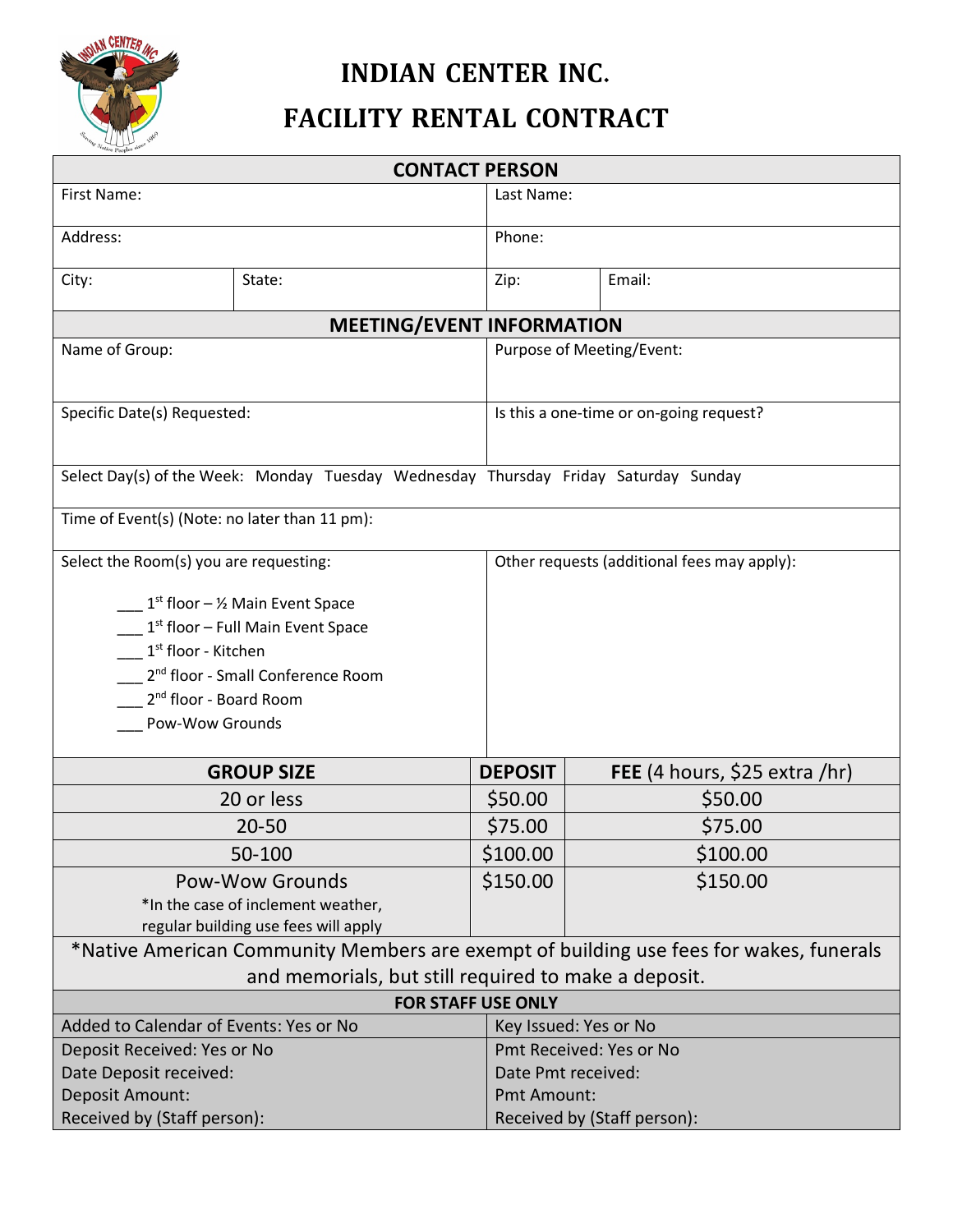# INDIAN CENTER INC.

# FACILITY RENTAL CONTRACT

| CONTACT PERSON | | | |
|---|---|---|---|
| First Name: | | Last Name: | |
| Address: | | Phone: | |
| City: | State: | Zip: | Email: |

| MEETING/EVENT INFORMATION | |
|---|---|
| Name of Group: | Purpose of Meeting/Event: |
| Specific Date(s) Requested: | Is this a one-time or on-going request? |
| Select Day(s) of the Week: Monday Tuesday Wednesday Thursday Friday Saturday Sunday | |
| Time of Event(s) (Note: no later than 11 pm): | |
| Select the Room(s) you are requesting:<br><br>___ 1st floor – ½ Main Event Space<br>___ 1st floor – Full Main Event Space<br>___ 1st floor - Kitchen<br>___ 2nd floor - Small Conference Room<br>___ 2nd floor - Board Room<br>___ Pow-Wow Grounds | Other requests (additional fees may apply): |

| GROUP SIZE | DEPOSIT | FEE (4 hours, $25 extra /hr) |
|---|---|---|
| 20 or less | $50.00 | $50.00 |
| 20-50 | $75.00 | $75.00 |
| 50-100 | $100.00 | $100.00 |
| Pow-Wow Grounds<br>*In the case of inclement weather, regular building use fees will apply | $150.00 | $150.00 |

*Native American Community Members are exempt of building use fees for wakes, funerals and memorials, but still required to make a deposit.

| FOR STAFF USE ONLY | |
|---|---|
| Added to Calendar of Events: Yes or No | Key Issued: Yes or No |
| Deposit Received: Yes or No<br>Date Deposit received:<br>Deposit Amount:<br>Received by (Staff person): | Pmt Received: Yes or No<br>Date Pmt received:<br>Pmt Amount:<br>Received by (Staff person): |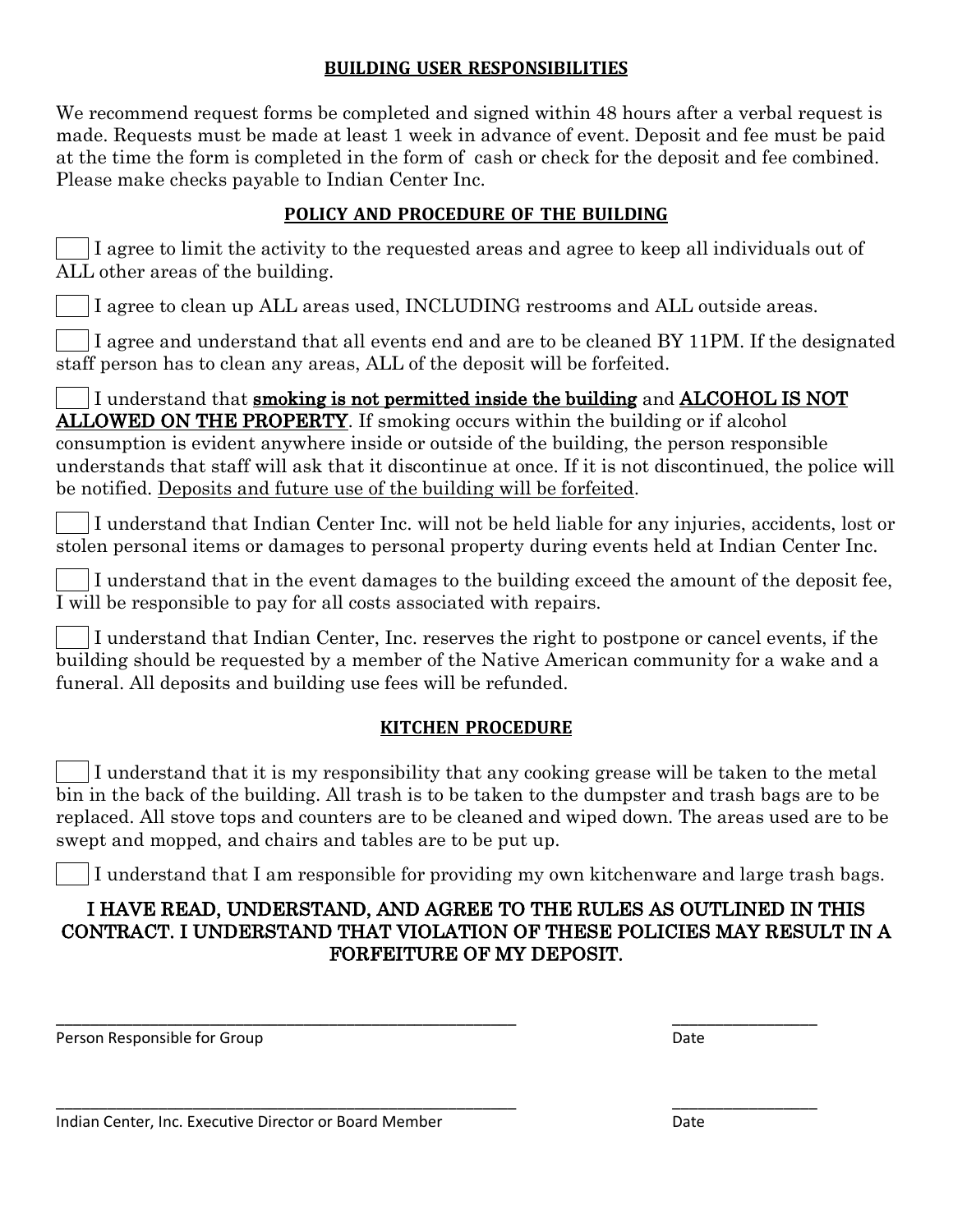## BUILDING USER RESPONSIBILITIES

We recommend request forms be completed and signed within 48 hours after a verbal request is made. Requests must be made at least 1 week in advance of event. Deposit and fee must be paid at the time the form is completed in the form of cash or check for the deposit and fee combined. Please make checks payable to Indian Center Inc.

## POLICY AND PROCEDURE OF THE BUILDING

- [ ] I agree to limit the activity to the requested areas and agree to keep all individuals out of ALL other areas of the building.
- [ ] I agree to clean up ALL areas used, INCLUDING restrooms and ALL outside areas.
- [ ] I agree and understand that all events end and are to be cleaned BY 11PM. If the designated staff person has to clean any areas, ALL of the deposit will be forfeited.
- [ ] I understand that **smoking is not permitted inside the building** and **ALCOHOL IS NOT ALLOWED ON THE PROPERTY**. If smoking occurs within the building or if alcohol consumption is evident anywhere inside or outside of the building, the person responsible understands that staff will ask that it discontinue at once. If it is not discontinued, the police will be notified. Deposits and future use of the building will be forfeited.
- [ ] I understand that Indian Center Inc. will not be held liable for any injuries, accidents, lost or stolen personal items or damages to personal property during events held at Indian Center Inc.
- [ ] I understand that in the event damages to the building exceed the amount of the deposit fee, I will be responsible to pay for all costs associated with repairs.
- [ ] I understand that Indian Center, Inc. reserves the right to postpone or cancel events, if the building should be requested by a member of the Native American community for a wake and a funeral. All deposits and building use fees will be refunded.

## KITCHEN PROCEDURE

- [ ] I understand that it is my responsibility that any cooking grease will be taken to the metal bin in the back of the building. All trash is to be taken to the dumpster and trash bags are to be replaced. All stove tops and counters are to be cleaned and wiped down. The areas used are to be swept and mopped, and chairs and tables are to be put up.
- [ ] I understand that I am responsible for providing my own kitchenware and large trash bags.

**I HAVE READ, UNDERSTAND, AND AGREE TO THE RULES AS OUTLINED IN THIS CONTRACT. I UNDERSTAND THAT VIOLATION OF THESE POLICIES MAY RESULT IN A FORFEITURE OF MY DEPOSIT.**

\_\_\_\_\_\_\_\_\_\_\_\_\_\_\_\_\_\_\_\_\_\_\_\_\_\_\_\_\_\_\_\_\_\_\_\_\_\_\_\_\_\_\_\_ \_\_\_\_\_\_\_\_\_\_\_\_\_\_\_\_

Person Responsible for Group Date

\_\_\_\_\_\_\_\_\_\_\_\_\_\_\_\_\_\_\_\_\_\_\_\_\_\_\_\_\_\_\_\_\_\_\_\_\_\_\_\_\_\_\_\_ \_\_\_\_\_\_\_\_\_\_\_\_\_\_\_\_

Indian Center, Inc. Executive Director or Board Member Date